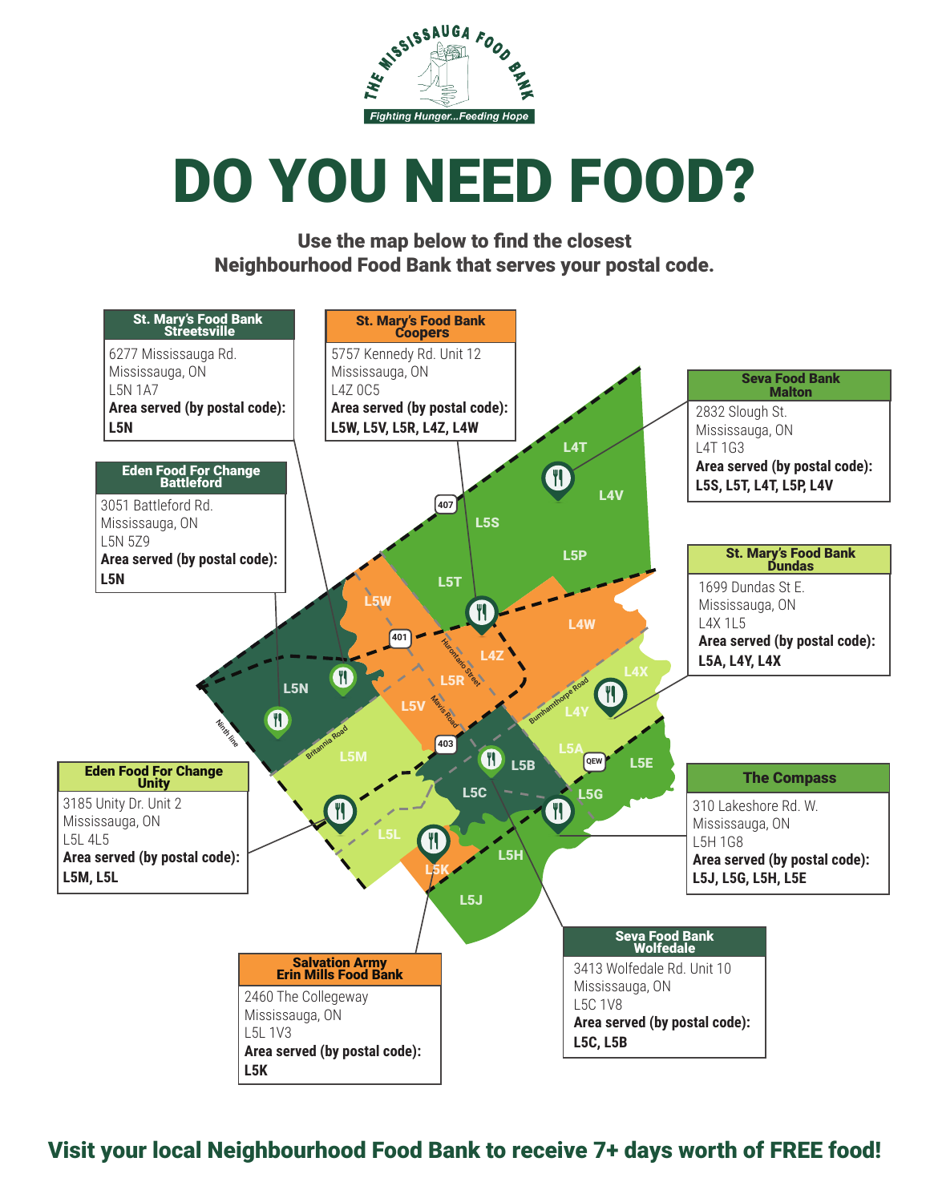THE MISSISSAUGA FOOD BANK

*Fighting Hunger...Feeding Hope*

# DO YOU NEED FOOD?

**Use the map below to find the closest Neighbourhood Food Bank that serves your postal code.**

### St. Mary's Food Bank Streetsville

6277 Mississauga Rd.
Mississauga, ON
L5N 1A7
**Area served (by postal code):**
**L5N**

### St. Mary's Food Bank Coopers

5757 Kennedy Rd. Unit 12
Mississauga, ON
L4Z 0C5
**Area served (by postal code):**
**L5W, L5V, L5R, L4Z, L4W**

### Seva Food Bank Malton

2832 Slough St.
Mississauga, ON
L4T 1G3
**Area served (by postal code):**
**L5S, L5T, L4T, L5P, L4V**

### Eden Food For Change Battleford

3051 Battleford Rd.
Mississauga, ON
L5N 5Z9
**Area served (by postal code):**
**L5N**

### St. Mary's Food Bank Dundas

1699 Dundas St E.
Mississauga, ON
L4X 1L5
**Area served (by postal code):**
**L5A, L4Y, L4X**

### Eden Food For Change Unity

3185 Unity Dr. Unit 2
Mississauga, ON
L5L 4L5
**Area served (by postal code):**
**L5M, L5L**

### The Compass

310 Lakeshore Rd. W.
Mississauga, ON
L5H 1G8
**Area served (by postal code):**
**L5J, L5G, L5H, L5E**

### Salvation Army Erin Mills Food Bank

2460 The Collegeway
Mississauga, ON
L5L 1V3
**Area served (by postal code):**
**L5K**

### Seva Food Bank Wolfedale

3413 Wolfedale Rd. Unit 10
Mississauga, ON
L5C 1V8
**Area served (by postal code):**
**L5C, L5B**

## Visit your local Neighbourhood Food Bank to receive 7+ days worth of FREE food!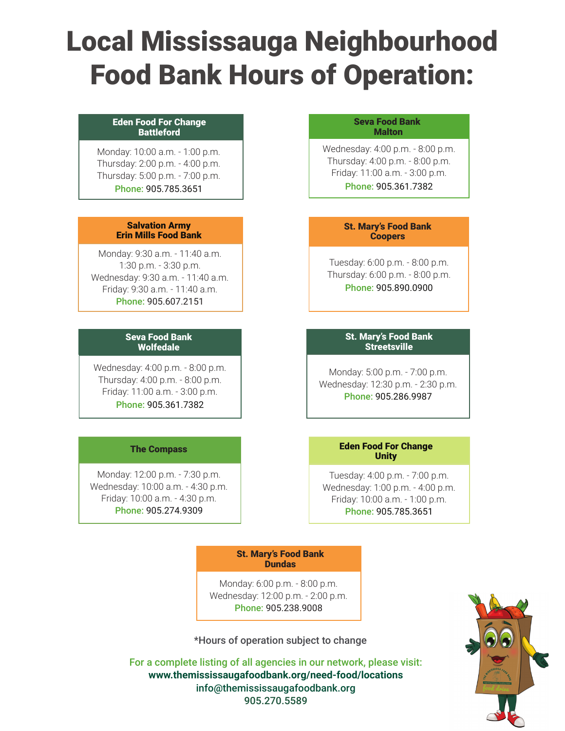# Local Mississauga Neighbourhood Food Bank Hours of Operation:

### Eden Food For Change Battleford

Monday: 10:00 a.m. - 1:00 p.m.
Thursday: 2:00 p.m. - 4:00 p.m.
Thursday: 5:00 p.m. - 7:00 p.m.
**Phone:** 905.785.3651

### Seva Food Bank Malton

Wednesday: 4:00 p.m. - 8:00 p.m.
Thursday: 4:00 p.m. - 8:00 p.m.
Friday: 11:00 a.m. - 3:00 p.m.
**Phone:** 905.361.7382

### Salvation Army Erin Mills Food Bank

Monday: 9:30 a.m. - 11:40 a.m.
1:30 p.m. - 3:30 p.m.
Wednesday: 9:30 a.m. - 11:40 a.m.
Friday: 9:30 a.m. - 11:40 a.m.
**Phone:** 905.607.2151

### St. Mary's Food Bank Coopers

Tuesday: 6:00 p.m. - 8:00 p.m.
Thursday: 6:00 p.m. - 8:00 p.m.
**Phone:** 905.890.0900

### Seva Food Bank Wolfedale

Wednesday: 4:00 p.m. - 8:00 p.m.
Thursday: 4:00 p.m. - 8:00 p.m.
Friday: 11:00 a.m. - 3:00 p.m.
**Phone:** 905.361.7382

### St. Mary's Food Bank Streetsville

Monday: 5:00 p.m. - 7:00 p.m.
Wednesday: 12:30 p.m. - 2:30 p.m.
**Phone:** 905.286.9987

### The Compass

Monday: 12:00 p.m. - 7:30 p.m.
Wednesday: 10:00 a.m. - 4:30 p.m.
Friday: 10:00 a.m. - 4:30 p.m.
**Phone:** 905.274.9309

### Eden Food For Change Unity

Tuesday: 4:00 p.m. - 7:00 p.m.
Wednesday: 1:00 p.m. - 4:00 p.m.
Friday: 10:00 a.m. - 1:00 p.m.
**Phone:** 905.785.3651

### St. Mary's Food Bank Dundas

Monday: 6:00 p.m. - 8:00 p.m.
Wednesday: 12:00 p.m. - 2:00 p.m.
**Phone:** 905.238.9008

*Hours of operation subject to change

For a complete listing of all agencies in our network, please visit:
**www.themississaugafoodbank.org/need-food/locations**
info@themississaugafoodbank.org
905.270.5589